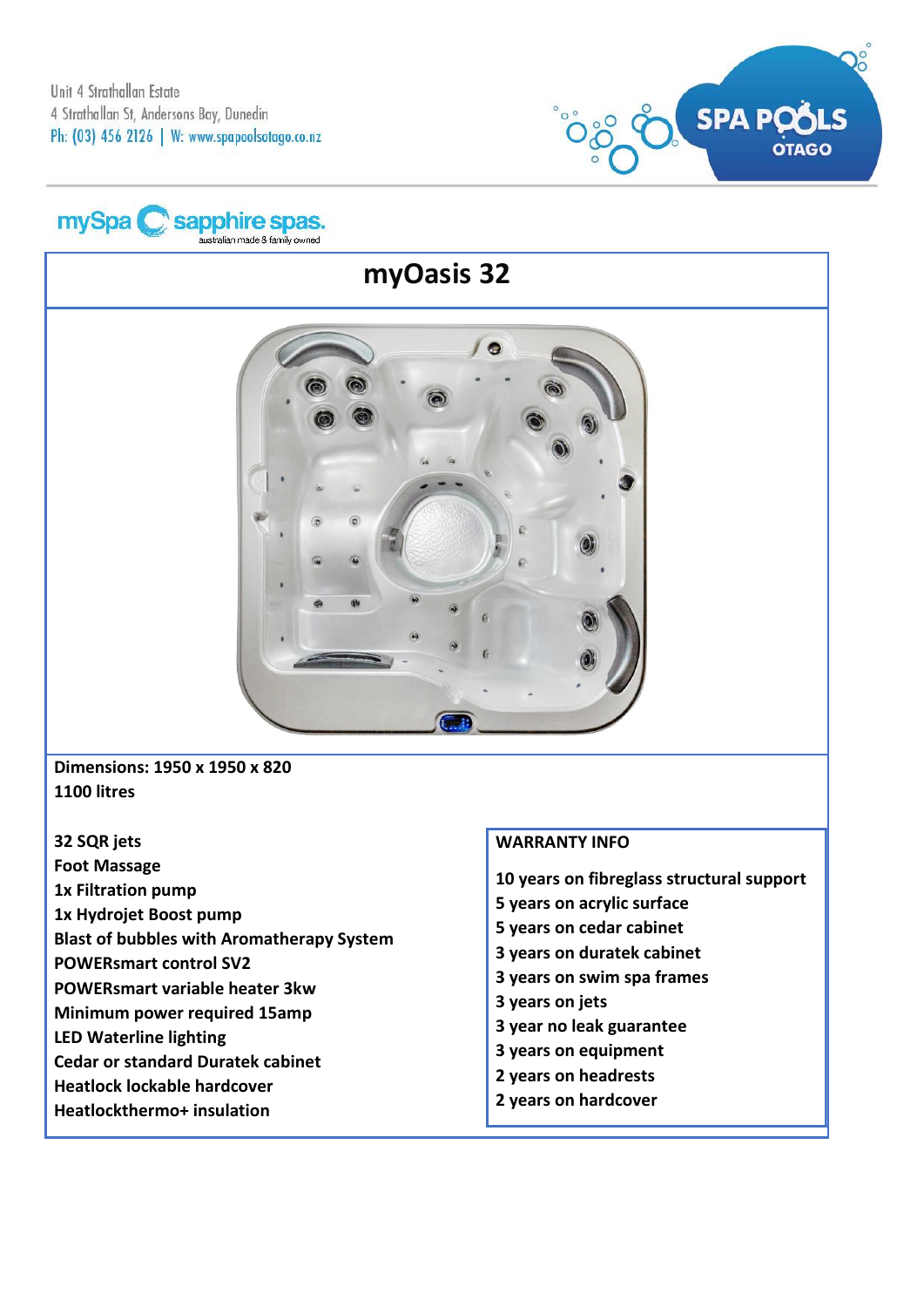Unit 4 Strathallan Estate
4 Strathallan St, Andersons Bay, Dunedin
Ph: (03) 456 2126 | W: www.spapoolsotago.co.nz

SPA POOLS OTAGO

mySpa sapphire spas. australian made & family owned

# myOasis 32

**Dimensions: 1950 x 1950 x 820**
**1100 litres**

**32 SQR jets**
**Foot Massage**
**1x Filtration pump**
**1x Hydrojet Boost pump**
**Blast of bubbles with Aromatherapy System**
**POWERsmart control SV2**
**POWERsmart variable heater 3kw**
**Minimum power required 15amp**
**LED Waterline lighting**
**Cedar or standard Duratek cabinet**
**Heatlock lockable hardcover**
**Heatlockthermo+ insulation**

**WARRANTY INFO**

**10 years on fibreglass structural support**
**5 years on acrylic surface**
**5 years on cedar cabinet**
**3 years on duratek cabinet**
**3 years on swim spa frames**
**3 years on jets**
**3 year no leak guarantee**
**3 years on equipment**
**2 years on headrests**
**2 years on hardcover**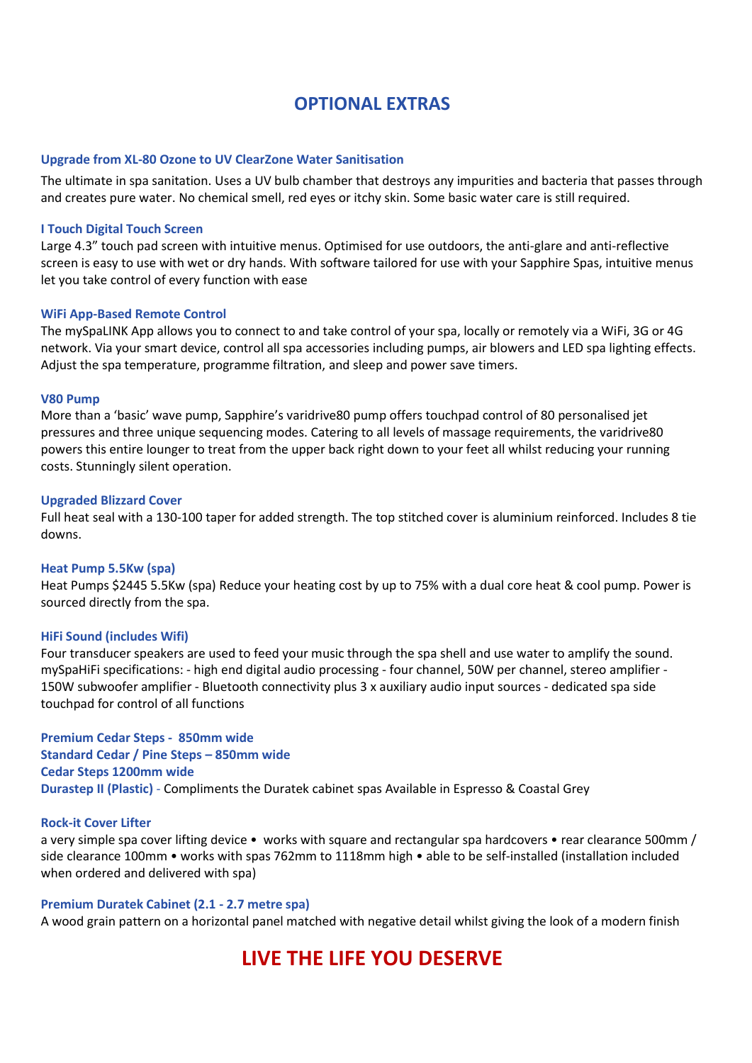# OPTIONAL EXTRAS

### Upgrade from XL-80 Ozone to UV ClearZone Water Sanitisation

The ultimate in spa sanitation. Uses a UV bulb chamber that destroys any impurities and bacteria that passes through and creates pure water. No chemical smell, red eyes or itchy skin. Some basic water care is still required.

### I Touch Digital Touch Screen

Large 4.3" touch pad screen with intuitive menus. Optimised for use outdoors, the anti-glare and anti-reflective screen is easy to use with wet or dry hands. With software tailored for use with your Sapphire Spas, intuitive menus let you take control of every function with ease

### WiFi App-Based Remote Control

The mySpaLINK App allows you to connect to and take control of your spa, locally or remotely via a WiFi, 3G or 4G network. Via your smart device, control all spa accessories including pumps, air blowers and LED spa lighting effects. Adjust the spa temperature, programme filtration, and sleep and power save timers.

### V80 Pump

More than a 'basic' wave pump, Sapphire's varidrive80 pump offers touchpad control of 80 personalised jet pressures and three unique sequencing modes. Catering to all levels of massage requirements, the varidrive80 powers this entire lounger to treat from the upper back right down to your feet all whilst reducing your running costs. Stunningly silent operation.

### Upgraded Blizzard Cover

Full heat seal with a 130-100 taper for added strength. The top stitched cover is aluminium reinforced. Includes 8 tie downs.

### Heat Pump 5.5Kw (spa)

Heat Pumps $2445 5.5Kw (spa) Reduce your heating cost by up to 75% with a dual core heat & cool pump. Power is sourced directly from the spa.

### HiFi Sound (includes Wifi)

Four transducer speakers are used to feed your music through the spa shell and use water to amplify the sound. mySpaHiFi specifications: - high end digital audio processing - four channel, 50W per channel, stereo amplifier - 150W subwoofer amplifier - Bluetooth connectivity plus 3 x auxiliary audio input sources - dedicated spa side touchpad for control of all functions

**Premium Cedar Steps - 850mm wide**
**Standard Cedar / Pine Steps – 850mm wide**
**Cedar Steps 1200mm wide**
**Durastep II (Plastic)** - Compliments the Duratek cabinet spas Available in Espresso & Coastal Grey

### Rock-it Cover Lifter

a very simple spa cover lifting device • works with square and rectangular spa hardcovers • rear clearance 500mm / side clearance 100mm • works with spas 762mm to 1118mm high • able to be self-installed (installation included when ordered and delivered with spa)

### Premium Duratek Cabinet (2.1 - 2.7 metre spa)

A wood grain pattern on a horizontal panel matched with negative detail whilst giving the look of a modern finish

## LIVE THE LIFE YOU DESERVE